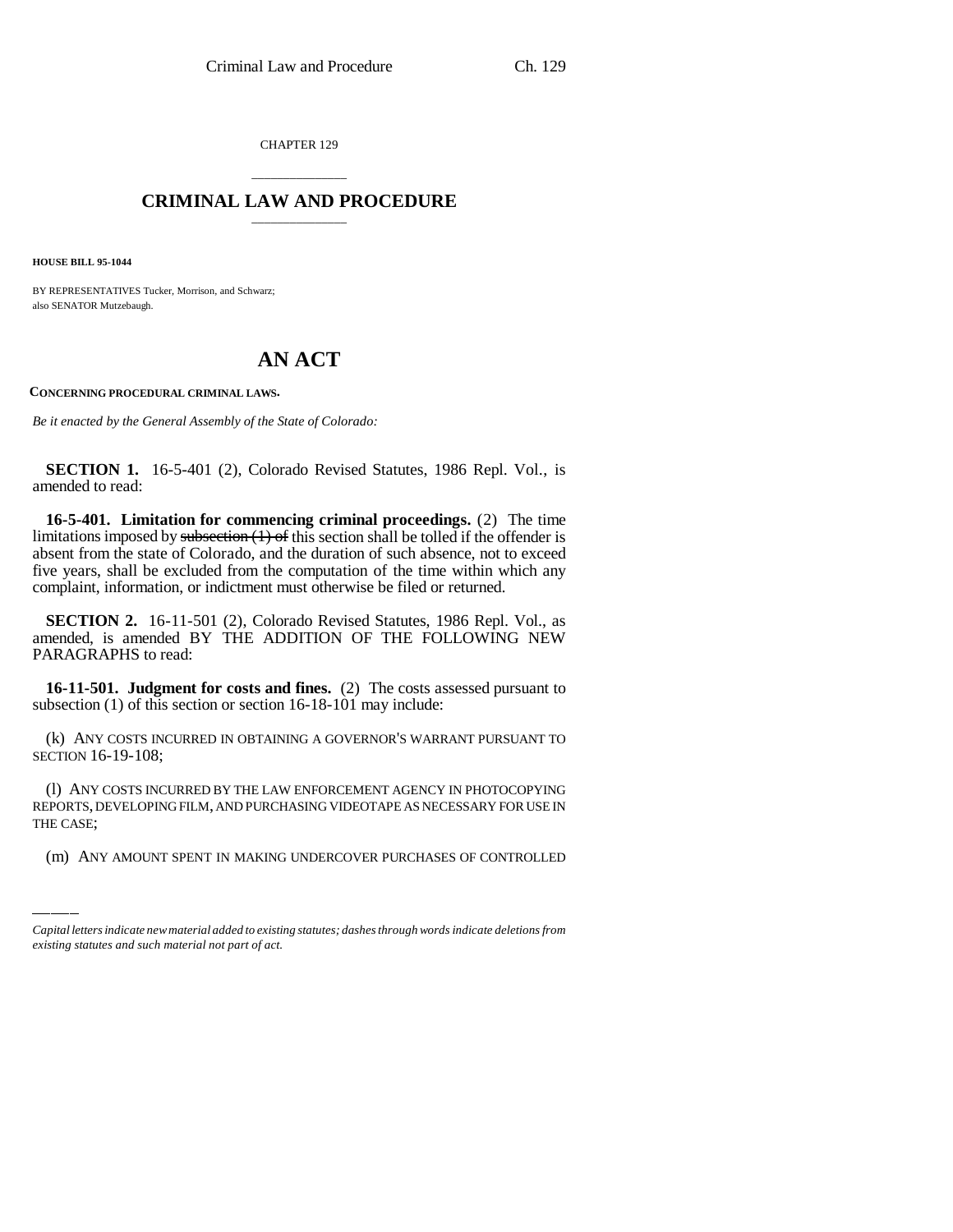CHAPTER 129

# CRIMINAL LAW AND PROCEDURE

**HOUSE BILL 95-1044**

BY REPRESENTATIVES Tucker, Morrison, and Schwarz;
also SENATOR Mutzebaugh.

# AN ACT

**CONCERNING PROCEDURAL CRIMINAL LAWS.**

*Be it enacted by the General Assembly of the State of Colorado:*

**SECTION 1.** 16-5-401 (2), Colorado Revised Statutes, 1986 Repl. Vol., is amended to read:

**16-5-401. Limitation for commencing criminal proceedings.** (2) The time limitations imposed by ~~subsection (1) of~~ this section shall be tolled if the offender is absent from the state of Colorado, and the duration of such absence, not to exceed five years, shall be excluded from the computation of the time within which any complaint, information, or indictment must otherwise be filed or returned.

**SECTION 2.** 16-11-501 (2), Colorado Revised Statutes, 1986 Repl. Vol., as amended, is amended BY THE ADDITION OF THE FOLLOWING NEW PARAGRAPHS to read:

**16-11-501. Judgment for costs and fines.** (2) The costs assessed pursuant to subsection (1) of this section or section 16-18-101 may include:

(k) ANY COSTS INCURRED IN OBTAINING A GOVERNOR'S WARRANT PURSUANT TO SECTION 16-19-108;

(l) ANY COSTS INCURRED BY THE LAW ENFORCEMENT AGENCY IN PHOTOCOPYING REPORTS, DEVELOPING FILM, AND PURCHASING VIDEOTAPE AS NECESSARY FOR USE IN THE CASE;

(m) ANY AMOUNT SPENT IN MAKING UNDERCOVER PURCHASES OF CONTROLLED

*Capital letters indicate new material added to existing statutes; dashes through words indicate deletions from existing statutes and such material not part of act.*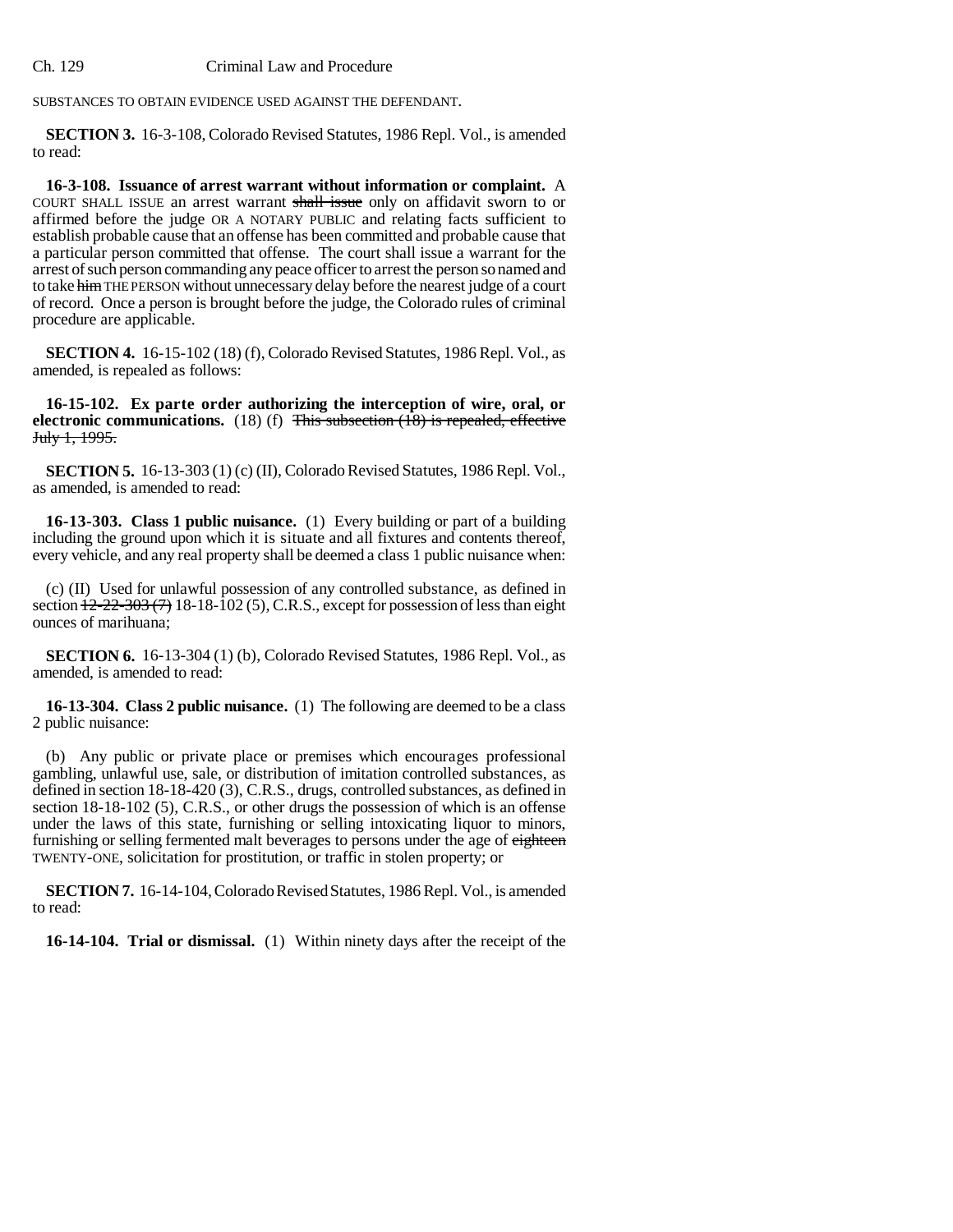SUBSTANCES TO OBTAIN EVIDENCE USED AGAINST THE DEFENDANT.

**SECTION 3.** 16-3-108, Colorado Revised Statutes, 1986 Repl. Vol., is amended to read:

**16-3-108. Issuance of arrest warrant without information or complaint.** A COURT SHALL ISSUE an arrest warrant ~~shall issue~~ only on affidavit sworn to or affirmed before the judge OR A NOTARY PUBLIC and relating facts sufficient to establish probable cause that an offense has been committed and probable cause that a particular person committed that offense. The court shall issue a warrant for the arrest of such person commanding any peace officer to arrest the person so named and to take ~~him~~ THE PERSON without unnecessary delay before the nearest judge of a court of record. Once a person is brought before the judge, the Colorado rules of criminal procedure are applicable.

**SECTION 4.** 16-15-102 (18) (f), Colorado Revised Statutes, 1986 Repl. Vol., as amended, is repealed as follows:

**16-15-102. Ex parte order authorizing the interception of wire, oral, or electronic communications.** (18) (f) ~~This subsection (18) is repealed, effective July 1, 1995.~~

**SECTION 5.** 16-13-303 (1) (c) (II), Colorado Revised Statutes, 1986 Repl. Vol., as amended, is amended to read:

**16-13-303. Class 1 public nuisance.** (1) Every building or part of a building including the ground upon which it is situate and all fixtures and contents thereof, every vehicle, and any real property shall be deemed a class 1 public nuisance when:

(c) (II) Used for unlawful possession of any controlled substance, as defined in section ~~12-22-303 (7)~~ 18-18-102 (5), C.R.S., except for possession of less than eight ounces of marihuana;

**SECTION 6.** 16-13-304 (1) (b), Colorado Revised Statutes, 1986 Repl. Vol., as amended, is amended to read:

**16-13-304. Class 2 public nuisance.** (1) The following are deemed to be a class 2 public nuisance:

(b) Any public or private place or premises which encourages professional gambling, unlawful use, sale, or distribution of imitation controlled substances, as defined in section 18-18-420 (3), C.R.S., drugs, controlled substances, as defined in section 18-18-102 (5), C.R.S., or other drugs the possession of which is an offense under the laws of this state, furnishing or selling intoxicating liquor to minors, furnishing or selling fermented malt beverages to persons under the age of ~~eighteen~~ TWENTY-ONE, solicitation for prostitution, or traffic in stolen property; or

**SECTION 7.** 16-14-104, Colorado Revised Statutes, 1986 Repl. Vol., is amended to read:

**16-14-104. Trial or dismissal.** (1) Within ninety days after the receipt of the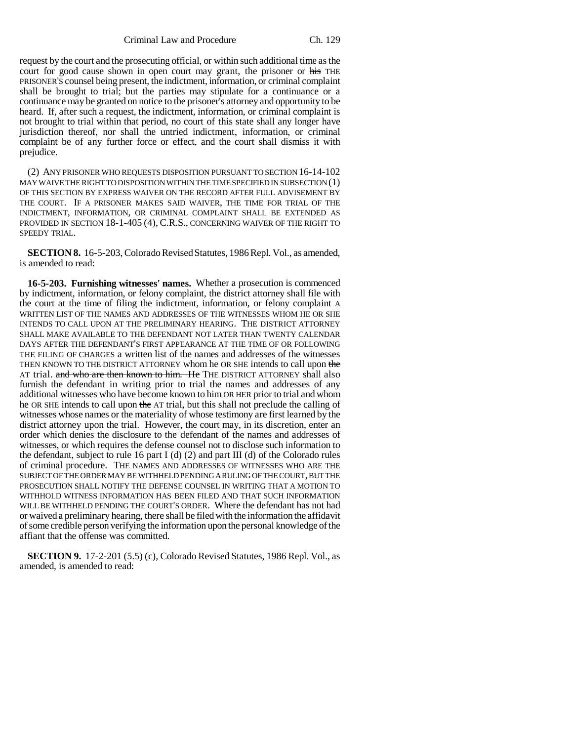request by the court and the prosecuting official, or within such additional time as the court for good cause shown in open court may grant, the prisoner or ~~his~~ THE PRISONER'S counsel being present, the indictment, information, or criminal complaint shall be brought to trial; but the parties may stipulate for a continuance or a continuance may be granted on notice to the prisoner's attorney and opportunity to be heard. If, after such a request, the indictment, information, or criminal complaint is not brought to trial within that period, no court of this state shall any longer have jurisdiction thereof, nor shall the untried indictment, information, or criminal complaint be of any further force or effect, and the court shall dismiss it with prejudice.

(2) ANY PRISONER WHO REQUESTS DISPOSITION PURSUANT TO SECTION 16-14-102 MAY WAIVE THE RIGHT TO DISPOSITION WITHIN THE TIME SPECIFIED IN SUBSECTION (1) OF THIS SECTION BY EXPRESS WAIVER ON THE RECORD AFTER FULL ADVISEMENT BY THE COURT. IF A PRISONER MAKES SAID WAIVER, THE TIME FOR TRIAL OF THE INDICTMENT, INFORMATION, OR CRIMINAL COMPLAINT SHALL BE EXTENDED AS PROVIDED IN SECTION 18-1-405 (4), C.R.S., CONCERNING WAIVER OF THE RIGHT TO SPEEDY TRIAL.

**SECTION 8.** 16-5-203, Colorado Revised Statutes, 1986 Repl. Vol., as amended, is amended to read:

**16-5-203. Furnishing witnesses' names.** Whether a prosecution is commenced by indictment, information, or felony complaint, the district attorney shall file with the court at the time of filing the indictment, information, or felony complaint A WRITTEN LIST OF THE NAMES AND ADDRESSES OF THE WITNESSES WHOM HE OR SHE INTENDS TO CALL UPON AT THE PRELIMINARY HEARING. THE DISTRICT ATTORNEY SHALL MAKE AVAILABLE TO THE DEFENDANT NOT LATER THAN TWENTY CALENDAR DAYS AFTER THE DEFENDANT'S FIRST APPEARANCE AT THE TIME OF OR FOLLOWING THE FILING OF CHARGES a written list of the names and addresses of the witnesses THEN KNOWN TO THE DISTRICT ATTORNEY whom he OR SHE intends to call upon ~~the~~ AT trial. ~~and who are then known to him. He~~ THE DISTRICT ATTORNEY shall also furnish the defendant in writing prior to trial the names and addresses of any additional witnesses who have become known to him OR HER prior to trial and whom he OR SHE intends to call upon ~~the~~ AT trial, but this shall not preclude the calling of witnesses whose names or the materiality of whose testimony are first learned by the district attorney upon the trial. However, the court may, in its discretion, enter an order which denies the disclosure to the defendant of the names and addresses of witnesses, or which requires the defense counsel not to disclose such information to the defendant, subject to rule 16 part I (d) (2) and part III (d) of the Colorado rules of criminal procedure. THE NAMES AND ADDRESSES OF WITNESSES WHO ARE THE SUBJECT OF THE ORDER MAY BE WITHHELD PENDING A RULING OF THE COURT, BUT THE PROSECUTION SHALL NOTIFY THE DEFENSE COUNSEL IN WRITING THAT A MOTION TO WITHHOLD WITNESS INFORMATION HAS BEEN FILED AND THAT SUCH INFORMATION WILL BE WITHHELD PENDING THE COURT'S ORDER. Where the defendant has not had or waived a preliminary hearing, there shall be filed with the information the affidavit of some credible person verifying the information upon the personal knowledge of the affiant that the offense was committed.

**SECTION 9.** 17-2-201 (5.5) (c), Colorado Revised Statutes, 1986 Repl. Vol., as amended, is amended to read: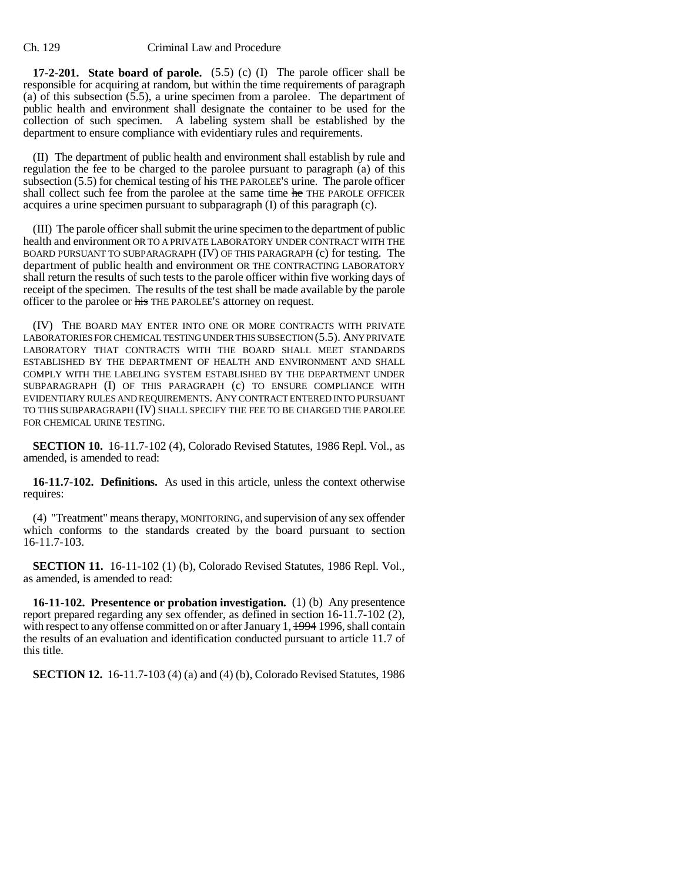**17-2-201. State board of parole.** (5.5) (c) (I) The parole officer shall be responsible for acquiring at random, but within the time requirements of paragraph (a) of this subsection (5.5), a urine specimen from a parolee. The department of public health and environment shall designate the container to be used for the collection of such specimen. A labeling system shall be established by the department to ensure compliance with evidentiary rules and requirements.

(II) The department of public health and environment shall establish by rule and regulation the fee to be charged to the parolee pursuant to paragraph (a) of this subsection (5.5) for chemical testing of ~~his~~ THE PAROLEE'S urine. The parole officer shall collect such fee from the parolee at the same time ~~he~~ THE PAROLE OFFICER acquires a urine specimen pursuant to subparagraph (I) of this paragraph (c).

(III) The parole officer shall submit the urine specimen to the department of public health and environment OR TO A PRIVATE LABORATORY UNDER CONTRACT WITH THE BOARD PURSUANT TO SUBPARAGRAPH (IV) OF THIS PARAGRAPH (c) for testing. The department of public health and environment OR THE CONTRACTING LABORATORY shall return the results of such tests to the parole officer within five working days of receipt of the specimen. The results of the test shall be made available by the parole officer to the parolee or ~~his~~ THE PAROLEE'S attorney on request.

(IV) THE BOARD MAY ENTER INTO ONE OR MORE CONTRACTS WITH PRIVATE LABORATORIES FOR CHEMICAL TESTING UNDER THIS SUBSECTION (5.5). ANY PRIVATE LABORATORY THAT CONTRACTS WITH THE BOARD SHALL MEET STANDARDS ESTABLISHED BY THE DEPARTMENT OF HEALTH AND ENVIRONMENT AND SHALL COMPLY WITH THE LABELING SYSTEM ESTABLISHED BY THE DEPARTMENT UNDER SUBPARAGRAPH (I) OF THIS PARAGRAPH (c) TO ENSURE COMPLIANCE WITH EVIDENTIARY RULES AND REQUIREMENTS. ANY CONTRACT ENTERED INTO PURSUANT TO THIS SUBPARAGRAPH (IV) SHALL SPECIFY THE FEE TO BE CHARGED THE PAROLEE FOR CHEMICAL URINE TESTING.

**SECTION 10.** 16-11.7-102 (4), Colorado Revised Statutes, 1986 Repl. Vol., as amended, is amended to read:

**16-11.7-102. Definitions.** As used in this article, unless the context otherwise requires:

(4) "Treatment" means therapy, MONITORING, and supervision of any sex offender which conforms to the standards created by the board pursuant to section 16-11.7-103.

**SECTION 11.** 16-11-102 (1) (b), Colorado Revised Statutes, 1986 Repl. Vol., as amended, is amended to read:

**16-11-102. Presentence or probation investigation.** (1) (b) Any presentence report prepared regarding any sex offender, as defined in section 16-11.7-102 (2), with respect to any offense committed on or after January 1, ~~1994~~ 1996, shall contain the results of an evaluation and identification conducted pursuant to article 11.7 of this title.

**SECTION 12.** 16-11.7-103 (4) (a) and (4) (b), Colorado Revised Statutes, 1986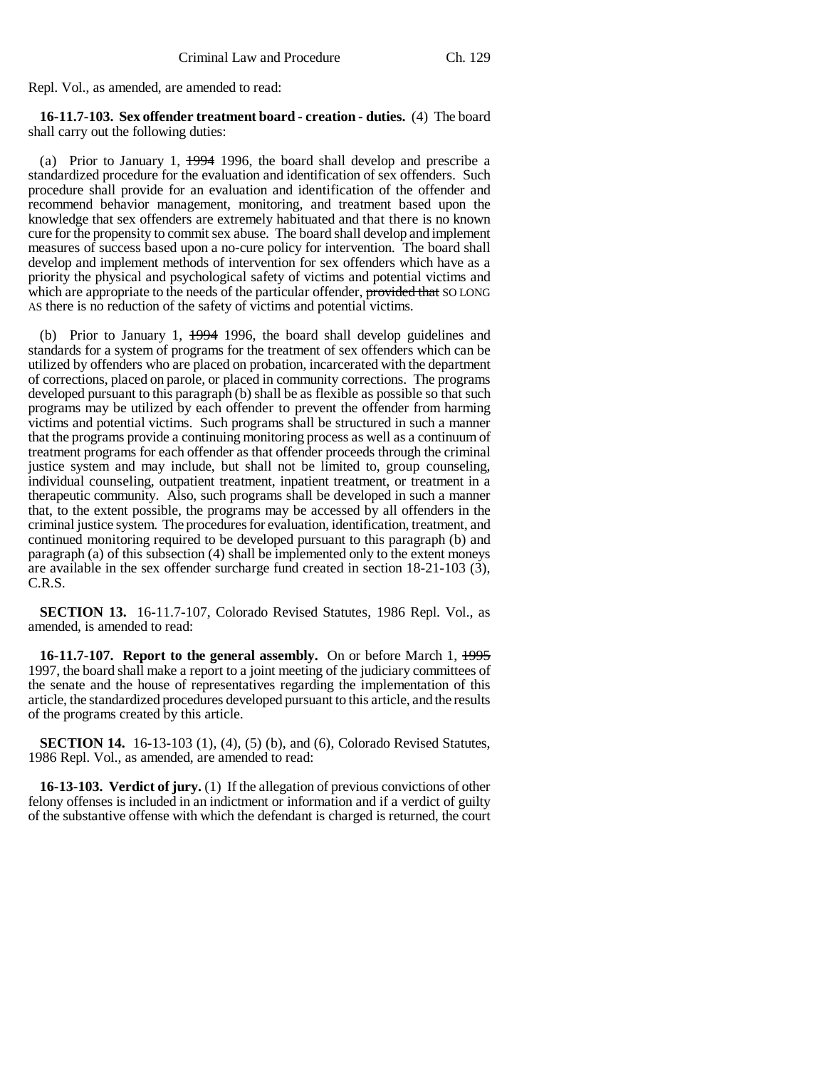Repl. Vol., as amended, are amended to read:

**16-11.7-103. Sex offender treatment board - creation - duties.** (4) The board shall carry out the following duties:

(a) Prior to January 1, ~~1994~~ 1996, the board shall develop and prescribe a standardized procedure for the evaluation and identification of sex offenders. Such procedure shall provide for an evaluation and identification of the offender and recommend behavior management, monitoring, and treatment based upon the knowledge that sex offenders are extremely habituated and that there is no known cure for the propensity to commit sex abuse. The board shall develop and implement measures of success based upon a no-cure policy for intervention. The board shall develop and implement methods of intervention for sex offenders which have as a priority the physical and psychological safety of victims and potential victims and which are appropriate to the needs of the particular offender, ~~provided that~~ SO LONG AS there is no reduction of the safety of victims and potential victims.

(b) Prior to January 1, ~~1994~~ 1996, the board shall develop guidelines and standards for a system of programs for the treatment of sex offenders which can be utilized by offenders who are placed on probation, incarcerated with the department of corrections, placed on parole, or placed in community corrections. The programs developed pursuant to this paragraph (b) shall be as flexible as possible so that such programs may be utilized by each offender to prevent the offender from harming victims and potential victims. Such programs shall be structured in such a manner that the programs provide a continuing monitoring process as well as a continuum of treatment programs for each offender as that offender proceeds through the criminal justice system and may include, but shall not be limited to, group counseling, individual counseling, outpatient treatment, inpatient treatment, or treatment in a therapeutic community. Also, such programs shall be developed in such a manner that, to the extent possible, the programs may be accessed by all offenders in the criminal justice system. The procedures for evaluation, identification, treatment, and continued monitoring required to be developed pursuant to this paragraph (b) and paragraph (a) of this subsection (4) shall be implemented only to the extent moneys are available in the sex offender surcharge fund created in section 18-21-103 (3), C.R.S.

**SECTION 13.** 16-11.7-107, Colorado Revised Statutes, 1986 Repl. Vol., as amended, is amended to read:

**16-11.7-107. Report to the general assembly.** On or before March 1, ~~1995~~ 1997, the board shall make a report to a joint meeting of the judiciary committees of the senate and the house of representatives regarding the implementation of this article, the standardized procedures developed pursuant to this article, and the results of the programs created by this article.

**SECTION 14.** 16-13-103 (1), (4), (5) (b), and (6), Colorado Revised Statutes, 1986 Repl. Vol., as amended, are amended to read:

**16-13-103. Verdict of jury.** (1) If the allegation of previous convictions of other felony offenses is included in an indictment or information and if a verdict of guilty of the substantive offense with which the defendant is charged is returned, the court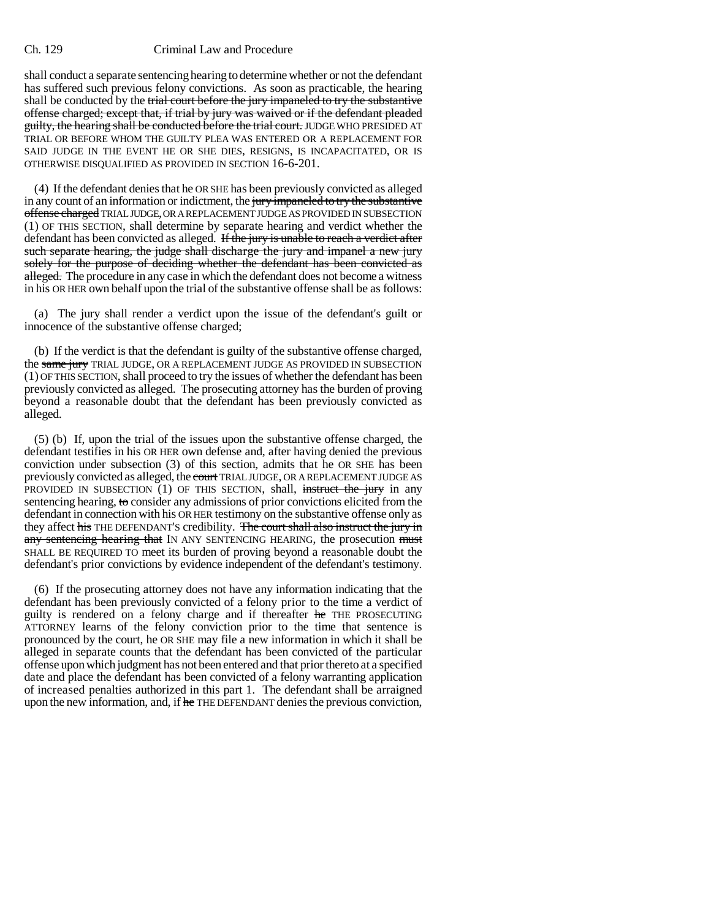shall conduct a separate sentencing hearing to determine whether or not the defendant has suffered such previous felony convictions. As soon as practicable, the hearing shall be conducted by the ~~trial court before the jury impaneled to try the substantive offense charged; except that, if trial by jury was waived or if the defendant pleaded guilty, the hearing shall be conducted before the trial court.~~ JUDGE WHO PRESIDED AT TRIAL OR BEFORE WHOM THE GUILTY PLEA WAS ENTERED OR A REPLACEMENT FOR SAID JUDGE IN THE EVENT HE OR SHE DIES, RESIGNS, IS INCAPACITATED, OR IS OTHERWISE DISQUALIFIED AS PROVIDED IN SECTION 16-6-201.

(4) If the defendant denies that he OR SHE has been previously convicted as alleged in any count of an information or indictment, the ~~jury impaneled to try the substantive offense charged~~ TRIAL JUDGE, OR A REPLACEMENT JUDGE AS PROVIDED IN SUBSECTION (1) OF THIS SECTION, shall determine by separate hearing and verdict whether the defendant has been convicted as alleged. ~~If the jury is unable to reach a verdict after such separate hearing, the judge shall discharge the jury and impanel a new jury solely for the purpose of deciding whether the defendant has been convicted as alleged.~~ The procedure in any case in which the defendant does not become a witness in his OR HER own behalf upon the trial of the substantive offense shall be as follows:

(a) The jury shall render a verdict upon the issue of the defendant's guilt or innocence of the substantive offense charged;

(b) If the verdict is that the defendant is guilty of the substantive offense charged, the ~~same jury~~ TRIAL JUDGE, OR A REPLACEMENT JUDGE AS PROVIDED IN SUBSECTION (1) OF THIS SECTION, shall proceed to try the issues of whether the defendant has been previously convicted as alleged. The prosecuting attorney has the burden of proving beyond a reasonable doubt that the defendant has been previously convicted as alleged.

(5) (b) If, upon the trial of the issues upon the substantive offense charged, the defendant testifies in his OR HER own defense and, after having denied the previous conviction under subsection (3) of this section, admits that he OR SHE has been previously convicted as alleged, the ~~court~~ TRIAL JUDGE, OR A REPLACEMENT JUDGE AS PROVIDED IN SUBSECTION (1) OF THIS SECTION, shall, ~~instruct the jury~~ in any sentencing hearing, ~~to~~ consider any admissions of prior convictions elicited from the defendant in connection with his OR HER testimony on the substantive offense only as they affect ~~his~~ THE DEFENDANT'S credibility. ~~The court shall also instruct the jury in any sentencing hearing that~~ IN ANY SENTENCING HEARING, the prosecution ~~must~~ SHALL BE REQUIRED TO meet its burden of proving beyond a reasonable doubt the defendant's prior convictions by evidence independent of the defendant's testimony.

(6) If the prosecuting attorney does not have any information indicating that the defendant has been previously convicted of a felony prior to the time a verdict of guilty is rendered on a felony charge and if thereafter ~~he~~ THE PROSECUTING ATTORNEY learns of the felony conviction prior to the time that sentence is pronounced by the court, he OR SHE may file a new information in which it shall be alleged in separate counts that the defendant has been convicted of the particular offense upon which judgment has not been entered and that prior thereto at a specified date and place the defendant has been convicted of a felony warranting application of increased penalties authorized in this part 1. The defendant shall be arraigned upon the new information, and, if ~~he~~ THE DEFENDANT denies the previous conviction,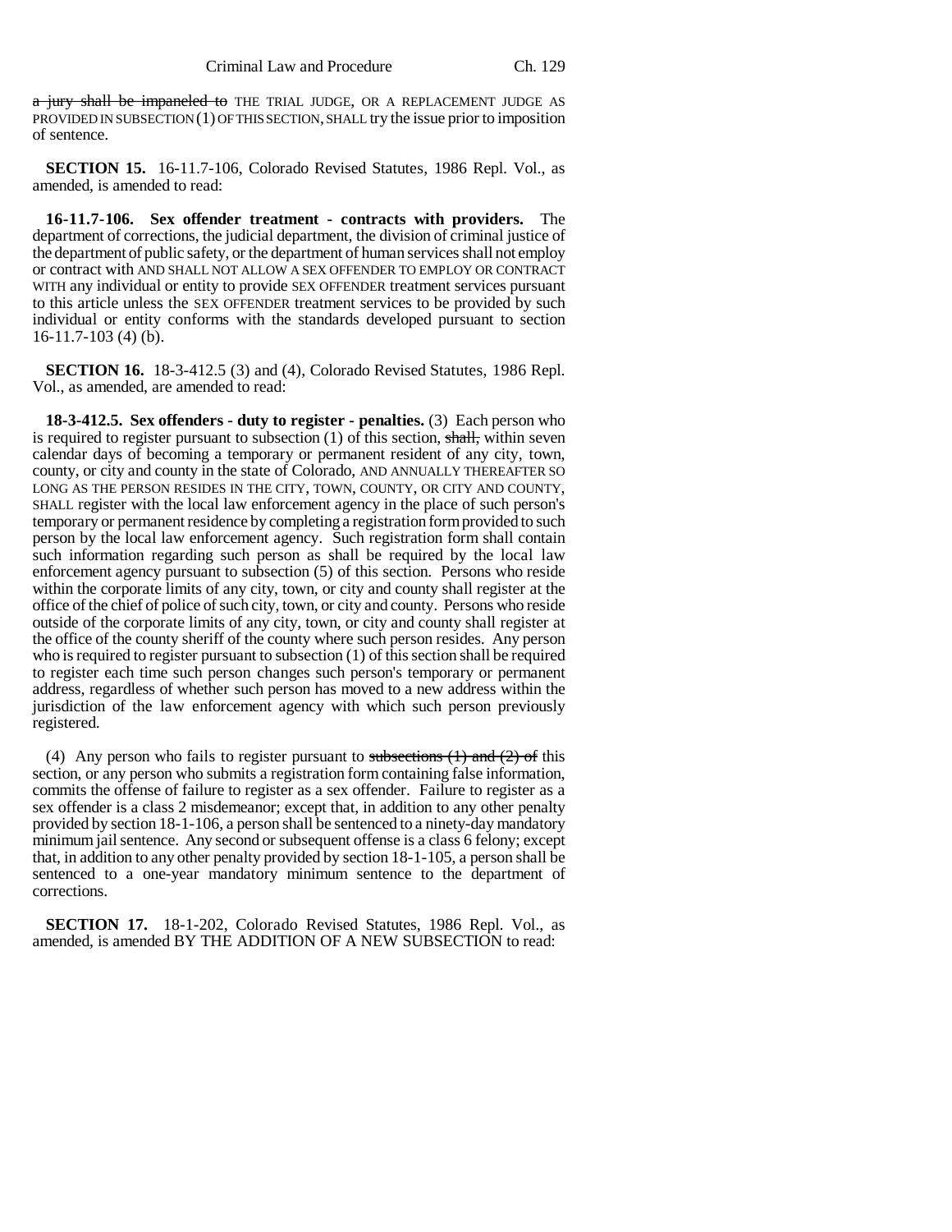~~a jury shall be impaneled to~~ THE TRIAL JUDGE, OR A REPLACEMENT JUDGE AS PROVIDED IN SUBSECTION (1) OF THIS SECTION, SHALL try the issue prior to imposition of sentence.

**SECTION 15.** 16-11.7-106, Colorado Revised Statutes, 1986 Repl. Vol., as amended, is amended to read:

**16-11.7-106. Sex offender treatment - contracts with providers.** The department of corrections, the judicial department, the division of criminal justice of the department of public safety, or the department of human services shall not employ or contract with AND SHALL NOT ALLOW A SEX OFFENDER TO EMPLOY OR CONTRACT WITH any individual or entity to provide SEX OFFENDER treatment services pursuant to this article unless the SEX OFFENDER treatment services to be provided by such individual or entity conforms with the standards developed pursuant to section 16-11.7-103 (4) (b).

**SECTION 16.** 18-3-412.5 (3) and (4), Colorado Revised Statutes, 1986 Repl. Vol., as amended, are amended to read:

**18-3-412.5. Sex offenders - duty to register - penalties.** (3) Each person who is required to register pursuant to subsection (1) of this section, ~~shall,~~ within seven calendar days of becoming a temporary or permanent resident of any city, town, county, or city and county in the state of Colorado, AND ANNUALLY THEREAFTER SO LONG AS THE PERSON RESIDES IN THE CITY, TOWN, COUNTY, OR CITY AND COUNTY, SHALL register with the local law enforcement agency in the place of such person's temporary or permanent residence by completing a registration form provided to such person by the local law enforcement agency. Such registration form shall contain such information regarding such person as shall be required by the local law enforcement agency pursuant to subsection (5) of this section. Persons who reside within the corporate limits of any city, town, or city and county shall register at the office of the chief of police of such city, town, or city and county. Persons who reside outside of the corporate limits of any city, town, or city and county shall register at the office of the county sheriff of the county where such person resides. Any person who is required to register pursuant to subsection (1) of this section shall be required to register each time such person changes such person's temporary or permanent address, regardless of whether such person has moved to a new address within the jurisdiction of the law enforcement agency with which such person previously registered.

(4) Any person who fails to register pursuant to ~~subsections (1) and (2) of~~ this section, or any person who submits a registration form containing false information, commits the offense of failure to register as a sex offender. Failure to register as a sex offender is a class 2 misdemeanor; except that, in addition to any other penalty provided by section 18-1-106, a person shall be sentenced to a ninety-day mandatory minimum jail sentence. Any second or subsequent offense is a class 6 felony; except that, in addition to any other penalty provided by section 18-1-105, a person shall be sentenced to a one-year mandatory minimum sentence to the department of corrections.

**SECTION 17.** 18-1-202, Colorado Revised Statutes, 1986 Repl. Vol., as amended, is amended BY THE ADDITION OF A NEW SUBSECTION to read: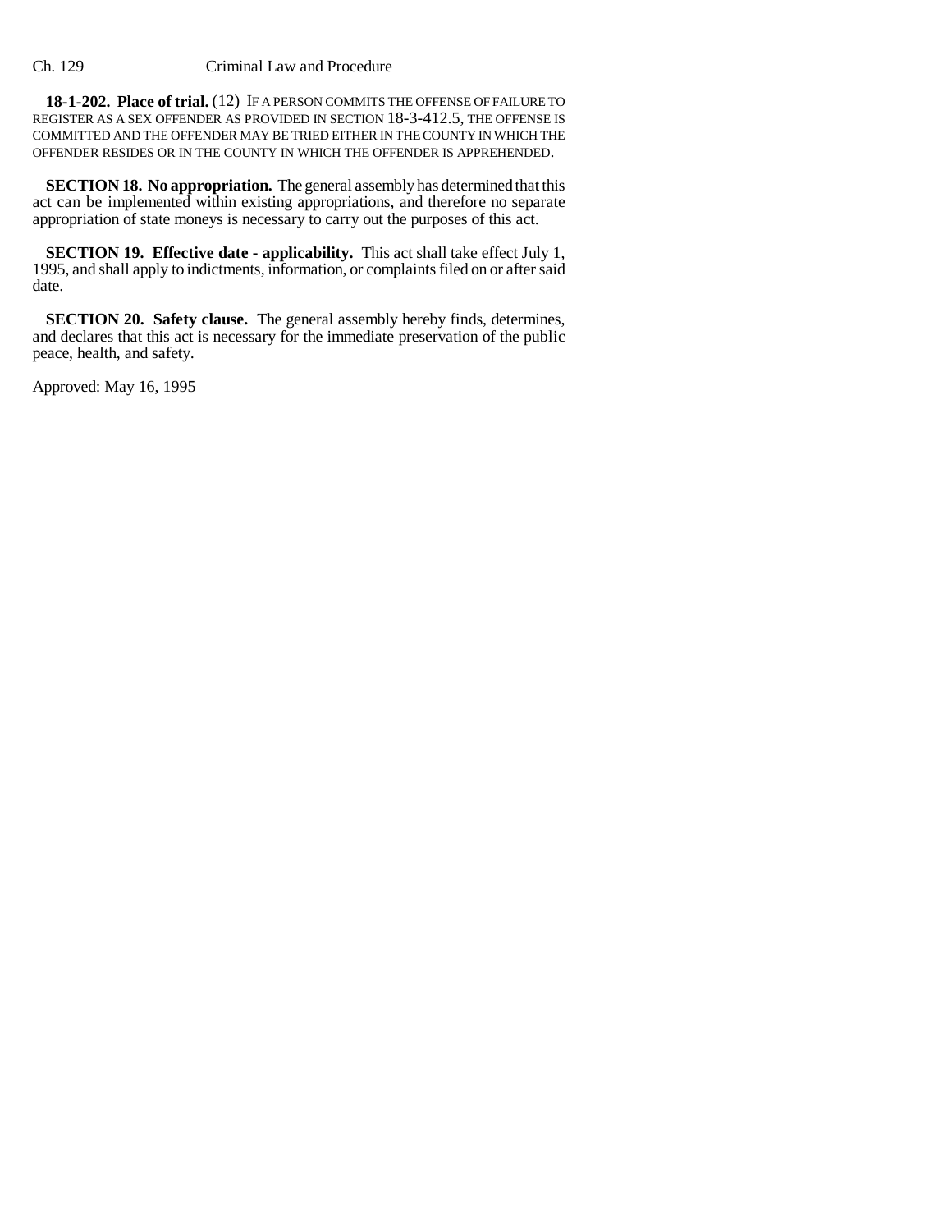**18-1-202. Place of trial.** (12) IF A PERSON COMMITS THE OFFENSE OF FAILURE TO REGISTER AS A SEX OFFENDER AS PROVIDED IN SECTION 18-3-412.5, THE OFFENSE IS COMMITTED AND THE OFFENDER MAY BE TRIED EITHER IN THE COUNTY IN WHICH THE OFFENDER RESIDES OR IN THE COUNTY IN WHICH THE OFFENDER IS APPREHENDED.

**SECTION 18. No appropriation.** The general assembly has determined that this act can be implemented within existing appropriations, and therefore no separate appropriation of state moneys is necessary to carry out the purposes of this act.

**SECTION 19. Effective date - applicability.** This act shall take effect July 1, 1995, and shall apply to indictments, information, or complaints filed on or after said date.

**SECTION 20. Safety clause.** The general assembly hereby finds, determines, and declares that this act is necessary for the immediate preservation of the public peace, health, and safety.

Approved: May 16, 1995